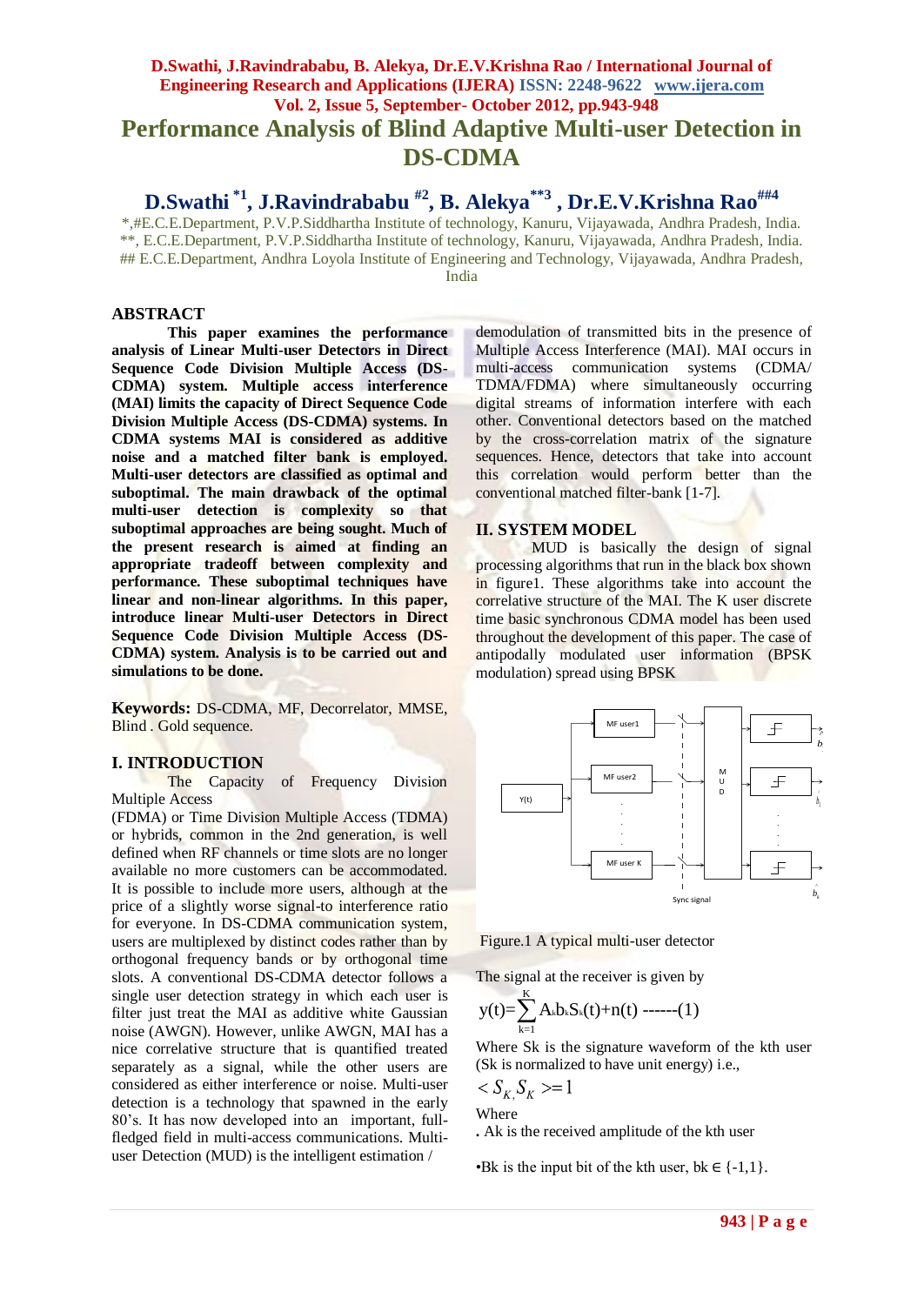# Performance Analysis of Blind Adaptive Multi-user Detection in DS-CDMA

## D.Swathi [*1], J.Ravindrababu [#2], B. Alekya [**3], Dr.E.V.Krishna Rao [##4]

*,#E.C.E.Department, P.V.P.Siddhartha Institute of technology, Kanuru, Vijayawada, Andhra Pradesh, India.
**, E.C.E.Department, P.V.P.Siddhartha Institute of technology, Kanuru, Vijayawada, Andhra Pradesh, India.
## E.C.E.Department, Andhra Loyola Institute of Engineering and Technology, Vijayawada, Andhra Pradesh, India

## ABSTRACT

**This paper examines the performance analysis of Linear Multi-user Detectors in Direct Sequence Code Division Multiple Access (DS-CDMA) system. Multiple access interference (MAI) limits the capacity of Direct Sequence Code Division Multiple Access (DS-CDMA) systems. In CDMA systems MAI is considered as additive noise and a matched filter bank is employed. Multi-user detectors are classified as optimal and suboptimal. The main drawback of the optimal multi-user detection is complexity so that suboptimal approaches are being sought. Much of the present research is aimed at finding an appropriate tradeoff between complexity and performance. These suboptimal techniques have linear and non-linear algorithms. In this paper, introduce linear Multi-user Detectors in Direct Sequence Code Division Multiple Access (DS-CDMA) system. Analysis is to be carried out and simulations to be done.**

**Keywords:** DS-CDMA, MF, Decorrelator, MMSE, Blind . Gold sequence.

## I. INTRODUCTION

The Capacity of Frequency Division Multiple Access (FDMA) or Time Division Multiple Access (TDMA) or hybrids, common in the 2nd generation, is well defined when RF channels or time slots are no longer available no more customers can be accommodated. It is possible to include more users, although at the price of a slightly worse signal-to interference ratio for everyone. In DS-CDMA communication system, users are multiplexed by distinct codes rather than by orthogonal frequency bands or by orthogonal time slots. A conventional DS-CDMA detector follows a single user detection strategy in which each user is filter just treat the MAI as additive white Gaussian noise (AWGN). However, unlike AWGN, MAI has a nice correlative structure that is quantified treated separately as a signal, while the other users are considered as either interference or noise. Multi-user detection is a technology that spawned in the early 80's. It has now developed into an important, full-fledged field in multi-access communications. Multi-user Detection (MUD) is the intelligent estimation / demodulation of transmitted bits in the presence of Multiple Access Interference (MAI). MAI occurs in multi-access communication systems (CDMA/ TDMA/FDMA) where simultaneously occurring digital streams of information interfere with each other. Conventional detectors based on the matched filter just treat the MAI as additive white Gaussian noise by the cross-correlation matrix of the signature sequences. Hence, detectors that take into account this correlation would perform better than the conventional matched filter-bank [1-7].

## II. SYSTEM MODEL

MUD is basically the design of signal processing algorithms that run in the black box shown in figure1. These algorithms take into account the correlative structure of the MAI. The K user discrete time basic synchronous CDMA model has been used throughout the development of this paper. The case of antipodally modulated user information (BPSK modulation) spread using BPSK

Figure.1 A typical multi-user detector

The signal at the receiver is given by

$$y(t)=\sum_{k=1}^{K} A_k b_k S_k(t)+n(t) \text{ ------(1)}$$

Where Sk is the signature waveform of the kth user (Sk is normalized to have unit energy) i.e.,

$$< S_{K,} S_K >=1$$

Where

. Ak is the received amplitude of the kth user

•Bk is the input bit of the kth user, bk ∈ {-1,1}.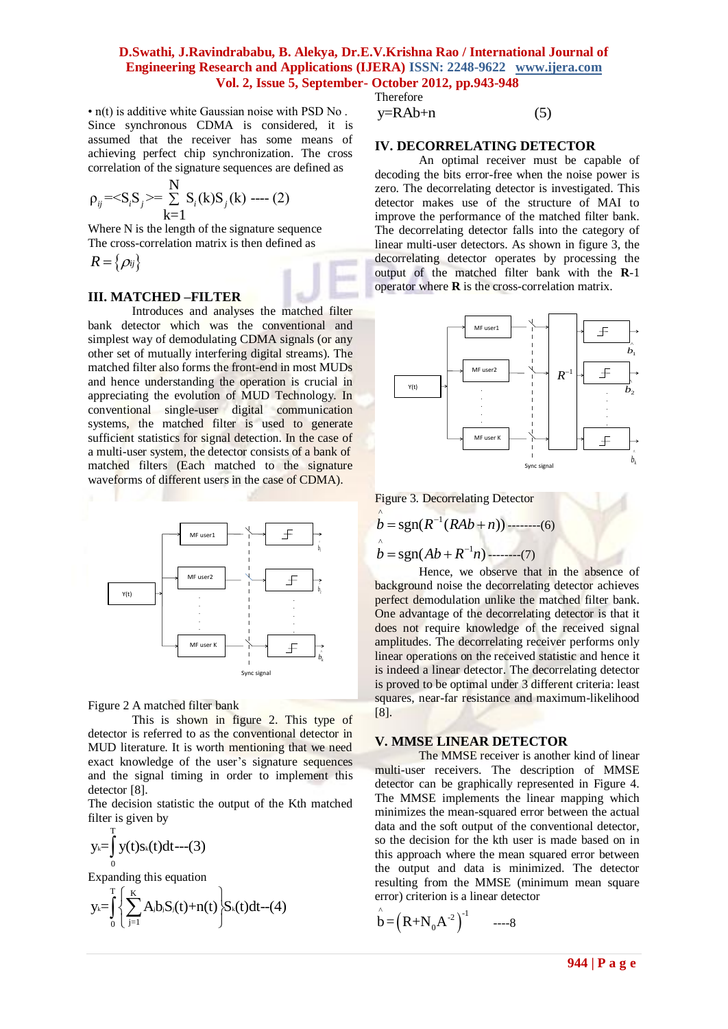• n(t) is additive white Gaussian noise with PSD No . Since synchronous CDMA is considered, it is assumed that the receiver has some means of achieving perfect chip synchronization. The cross correlation of the signature sequences are defined as

$$\rho_{ij} = \langle S_i S_j \rangle = \sum_{k=1}^{N} S_i(k) S_j(k) \text{ ---- (2)}$$

Where N is the length of the signature sequence
The cross-correlation matrix is then defined as

$$R = \{\rho_{ij}\}$$

## III. MATCHED –FILTER

Introduces and analyses the matched filter bank detector which was the conventional and simplest way of demodulating CDMA signals (or any other set of mutually interfering digital streams). The matched filter also forms the front-end in most MUDs and hence understanding the operation is crucial in appreciating the evolution of MUD Technology. In conventional single-user digital communication systems, the matched filter is used to generate sufficient statistics for signal detection. In the case of a multi-user system, the detector consists of a bank of matched filters (Each matched to the signature waveforms of different users in the case of CDMA).

Figure 2 A matched filter bank

This is shown in figure 2. This type of detector is referred to as the conventional detector in MUD literature. It is worth mentioning that we need exact knowledge of the user's signature sequences and the signal timing in order to implement this detector [8].

The decision statistic the output of the Kth matched filter is given by

$$y_k = \int_0^T y(t) s_k(t) dt \text{---(3)}$$

Expanding this equation

$$y_k = \int_0^T \left\{ \sum_{j=1}^{K} A_j b_j S_j(t) + n(t) \right\} S_k(t) dt \text{--(4)}$$

Therefore

$$y = RAb + n \qquad (5)$$

## IV. DECORRELATING DETECTOR

An optimal receiver must be capable of decoding the bits error-free when the noise power is zero. The decorrelating detector is investigated. This detector makes use of the structure of MAI to improve the performance of the matched filter bank. The decorrelating detector falls into the category of linear multi-user detectors. As shown in figure 3, the decorrelating detector operates by processing the output of the matched filter bank with the **R**-1 operator where **R** is the cross-correlation matrix.

Figure 3. Decorrelating Detector

$$\hat{b} = \text{sgn}(R^{-1}(RAb + n)) \text{--------(6)}$$

$$\hat{b} = \text{sgn}(Ab + R^{-1}n) \text{--------(7)}$$

Hence, we observe that in the absence of background noise the decorrelating detector achieves perfect demodulation unlike the matched filter bank. One advantage of the decorrelating detector is that it does not require knowledge of the received signal amplitudes. The decorrelating receiver performs only linear operations on the received statistic and hence it is indeed a linear detector. The decorrelating detector is proved to be optimal under 3 different criteria: least squares, near-far resistance and maximum-likelihood [8].

## V. MMSE LINEAR DETECTOR

The MMSE receiver is another kind of linear multi-user receivers. The description of MMSE detector can be graphically represented in Figure 4. The MMSE implements the linear mapping which minimizes the mean-squared error between the actual data and the soft output of the conventional detector, so the decision for the kth user is made based on in this approach where the mean squared error between the output and data is minimized. The detector resulting from the MMSE (minimum mean square error) criterion is a linear detector

$$\hat{b} = \left(R + N_0 A^{-2}\right)^{-1} \quad \text{----8}$$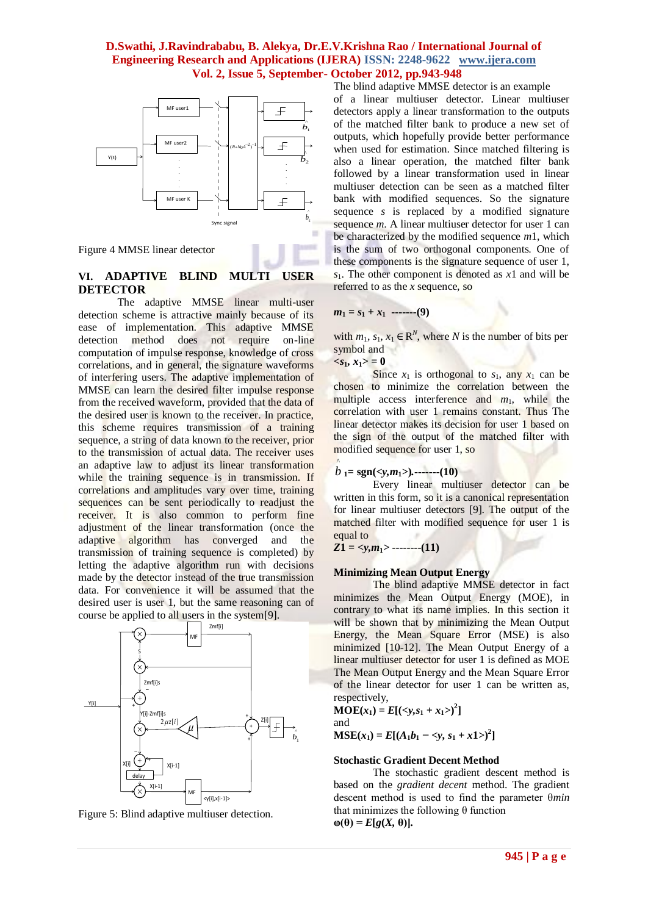Figure 4 MMSE linear detector

## VI. ADAPTIVE BLIND MULTI USER DETECTOR

The adaptive MMSE linear multi-user detection scheme is attractive mainly because of its ease of implementation. This adaptive MMSE detection method does not require on-line computation of impulse response, knowledge of cross correlations, and in general, the signature waveforms of interfering users. The adaptive implementation of MMSE can learn the desired filter impulse response from the received waveform, provided that the data of the desired user is known to the receiver. In practice, this scheme requires transmission of a training sequence, a string of data known to the receiver, prior to the transmission of actual data. The receiver uses an adaptive law to adjust its linear transformation while the training sequence is in transmission. If correlations and amplitudes vary over time, training sequences can be sent periodically to readjust the receiver. It is also common to perform fine adjustment of the linear transformation (once the adaptive algorithm has converged and the transmission of training sequence is completed) by letting the adaptive algorithm run with decisions made by the detector instead of the true transmission data. For convenience it will be assumed that the desired user is user 1, but the same reasoning can of course be applied to all users in the system[9].

Figure 5: Blind adaptive multiuser detection.

The blind adaptive MMSE detector is an example of a linear multiuser detector. Linear multiuser detectors apply a linear transformation to the outputs of the matched filter bank to produce a new set of outputs, which hopefully provide better performance when used for estimation. Since matched filtering is also a linear operation, the matched filter bank followed by a linear transformation used in linear multiuser detection can be seen as a matched filter bank with modified sequences. So the signature sequence *s* is replaced by a modified signature sequence *m*. A linear multiuser detector for user 1 can be characterized by the modified sequence $m1$, which is the sum of two orthogonal components. One of these components is the signature sequence of user 1, $s_1$. The other component is denoted as $x1$ and will be referred to as the *x* sequence, so

$$\mathbf{m_1 = s_1 + x_1} \quad \text{-------(9)}$$

with $m_1, s_1, x_1 \in \mathrm{R}^N$, where $N$ is the number of bits per symbol and

$$\langle s_1, x_1 \rangle = 0$$

Since $x_1$ is orthogonal to $s_1$, any $x_1$ can be chosen to minimize the correlation between the multiple access interference and $m_1$, while the correlation with user 1 remains constant. Thus The linear detector makes its decision for user 1 based on the sign of the output of the matched filter with modified sequence for user 1, so

$$\hat{b}_1 = \mathrm{sgn}(\langle y, m_1 \rangle) \text{.-------(10)}$$

Every linear multiuser detector can be written in this form, so it is a canonical representation for linear multiuser detectors [9]. The output of the matched filter with modified sequence for user 1 is equal to

$$Z1 = \langle y, m_1 \rangle \text{ --------(11)}$$

### Minimizing Mean Output Energy

The blind adaptive MMSE detector in fact minimizes the Mean Output Energy (MOE), in contrary to what its name implies. In this section it will be shown that by minimizing the Mean Output Energy, the Mean Square Error (MSE) is also minimized [10-12]. The Mean Output Energy of a linear multiuser detector for user 1 is defined as MOE The Mean Output Energy and the Mean Square Error of the linear detector for user 1 can be written as, respectively,

$$\mathbf{MOE}(x_1) = E[(\langle y, s_1 + x_1 \rangle)^2]$$

and

$$\mathbf{MSE}(x_1) = E[(A_1 b_1 - \langle y, s_1 + x1 \rangle)^2]$$

### Stochastic Gradient Decent Method

The stochastic gradient descent method is based on the *gradient decent* method. The gradient descent method is used to find the parameter $\theta min$ that minimizes the following θ function

$$\varphi(\theta) = E[g(X, \theta)].$$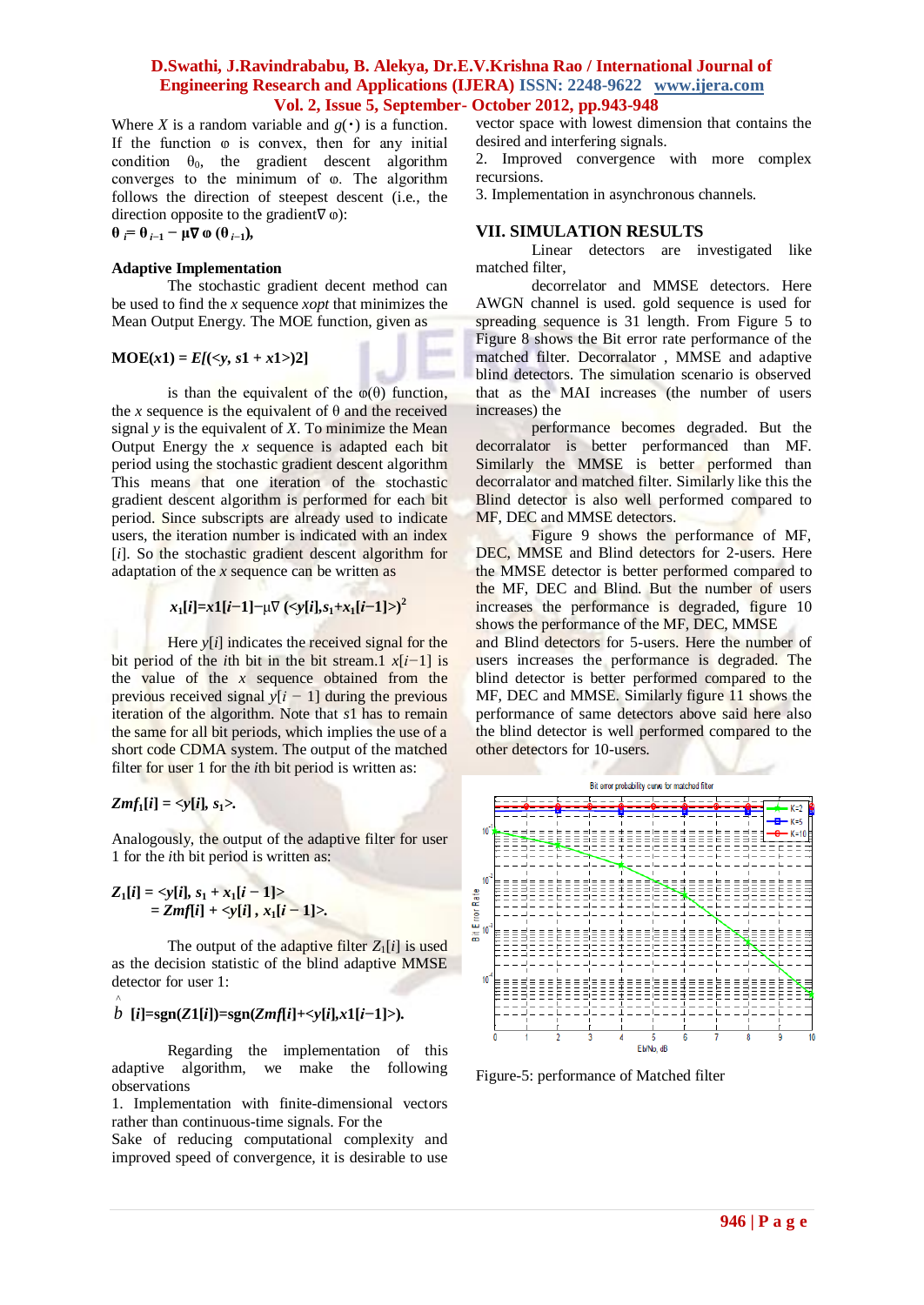Where $X$ is a random variable and $g(\cdot)$ is a function. If the function φ is convex, then for any initial condition $\theta_0$, the gradient descent algorithm converges to the minimum of φ. The algorithm follows the direction of steepest descent (i.e., the direction opposite to the gradient∇ φ):

$$\theta_i = \theta_{i-1} - \mu\nabla\varphi(\theta_{i-1}),$$

**Adaptive Implementation**

The stochastic gradient decent method can be used to find the $x$ sequence *xopt* that minimizes the Mean Output Energy. The MOE function, given as

$$MOE(x1) = E[(<y, s1 + x1>)2]$$

is than the equivalent of the φ(θ) function, the $x$ sequence is the equivalent of θ and the received signal $y$ is the equivalent of $X$. To minimize the Mean Output Energy the $x$ sequence is adapted each bit period using the stochastic gradient descent algorithm This means that one iteration of the stochastic gradient descent algorithm is performed for each bit period. Since subscripts are already used to indicate users, the iteration number is indicated with an index [$i$]. So the stochastic gradient descent algorithm for adaptation of the $x$ sequence can be written as

$$x_1[i]=x1[i-1]-\mu\nabla(<y[i],s_1+x_1[i-1]>)^2$$

Here $y[i]$ indicates the received signal for the bit period of the $i$th bit in the bit stream.1 $x[i-1]$ is the value of the $x$ sequence obtained from the previous received signal $y[i-1]$ during the previous iteration of the algorithm. Note that $s1$ has to remain the same for all bit periods, which implies the use of a short code CDMA system. The output of the matched filter for user 1 for the $i$th bit period is written as:

$$Zmf_1[i] = <y[i], s_1>.$$

Analogously, the output of the adaptive filter for user 1 for the $i$th bit period is written as:

$$\begin{aligned} Z_1[i] &= <y[i], s_1 + x_1[i-1]> \\ &= Zmf[i] + <y[i], x_1[i-1]>. \end{aligned}$$

The output of the adaptive filter $Z_1[i]$ is used as the decision statistic of the blind adaptive MMSE detector for user 1:

$$\hat{b}[i]=\text{sgn}(Z1[i])=\text{sgn}(Zmf[i]+<y[i],x1[i-1]>).$$

Regarding the implementation of this adaptive algorithm, we make the following observations

1. Implementation with finite-dimensional vectors rather than continuous-time signals. For the Sake of reducing computational complexity and improved speed of convergence, it is desirable to use vector space with lowest dimension that contains the desired and interfering signals.
2. Improved convergence with more complex recursions.
3. Implementation in asynchronous channels.

## VII. SIMULATION RESULTS

Linear detectors are investigated like matched filter, decorrelator and MMSE detectors. Here AWGN channel is used. gold sequence is used for spreading sequence is 31 length. From Figure 5 to Figure 8 shows the Bit error rate performance of the matched filter. Decorralator , MMSE and adaptive blind detectors. The simulation scenario is observed that as the MAI increases (the number of users increases) the performance becomes degraded. But the decorralator is better performanced than MF. Similarly the MMSE is better performed than decorralator and matched filter. Similarly like this the Blind detector is also well performed compared to MF, DEC and MMSE detectors.

Figure 9 shows the performance of MF, DEC, MMSE and Blind detectors for 2-users. Here the MMSE detector is better performed compared to the MF, DEC and Blind. But the number of users increases the performance is degraded, figure 10 shows the performance of the MF, DEC, MMSE and Blind detectors for 5-users. Here the number of users increases the performance is degraded. The blind detector is better performed compared to the MF, DEC and MMSE. Similarly figure 11 shows the performance of same detectors above said here also the blind detector is well performed compared to the other detectors for 10-users.

Figure-5: performance of Matched filter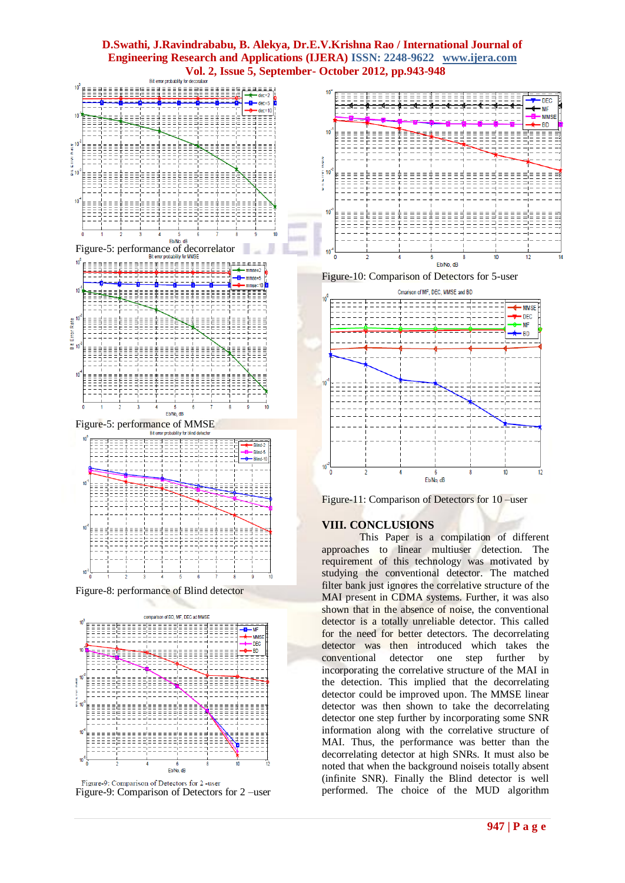Figure-5: performance of decorrelator

Figure-5: performance of MMSE

Figure-8: performance of Blind detector

Figure-9: Comparison of Detectors for 2 –user

Figure-10: Comparison of Detectors for 5-user

Figure-11: Comparison of Detectors for 10 –user

## VIII. CONCLUSIONS

This Paper is a compilation of different approaches to linear multiuser detection. The requirement of this technology was motivated by studying the conventional detector. The matched filter bank just ignores the correlative structure of the MAI present in CDMA systems. Further, it was also shown that in the absence of noise, the conventional detector is a totally unreliable detector. This called for the need for better detectors. The decorrelating detector was then introduced which takes the conventional detector one step further by incorporating the correlative structure of the MAI in the detection. This implied that the decorrelating detector could be improved upon. The MMSE linear detector was then shown to take the decorrelating detector one step further by incorporating some SNR information along with the correlative structure of MAI. Thus, the performance was better than the decorrelating detector at high SNRs. It must also be noted that when the background noiseis totally absent (infinite SNR). Finally the Blind detector is well performed. The choice of the MUD algorithm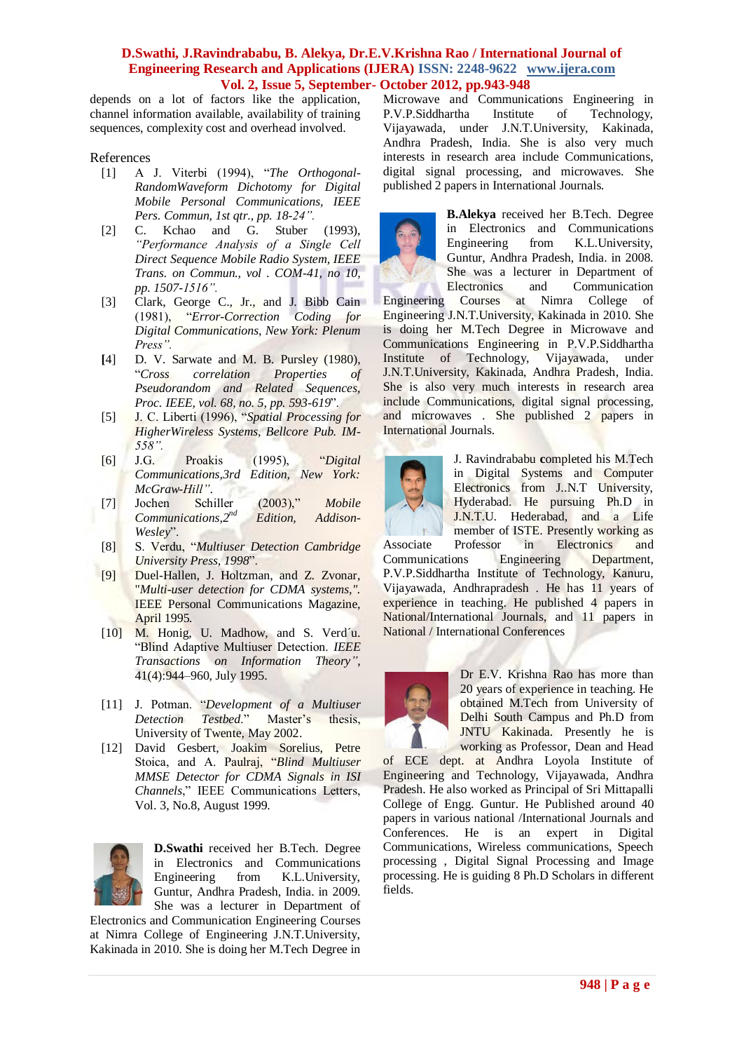depends on a lot of factors like the application, channel information available, availability of training sequences, complexity cost and overhead involved.

## References

[1] A J. Viterbi (1994), "*The Orthogonal-RandomWaveform Dichotomy for Digital Mobile Personal Communications, IEEE Pers. Commun, 1st qtr., pp. 18-24".*

[2] C. Kchao and G. Stuber (1993), *"Performance Analysis of a Single Cell Direct Sequence Mobile Radio System, IEEE Trans. on Commun., vol . COM-41, no 10, pp. 1507-1516".*

[3] Clark, George C., Jr., and J. Bibb Cain (1981), "*Error-Correction Coding for Digital Communications, New York: Plenum Press".*

**[**4] D. V. Sarwate and M. B. Pursley (1980), "*Cross correlation Properties of Pseudorandom and Related Sequences, Proc. IEEE, vol. 68, no. 5, pp. 593-619*".

[5] J. C. Liberti (1996), "*Spatial Processing for HigherWireless Systems, Bellcore Pub. IM-558".*

[6] J.G. Proakis (1995), "*Digital Communications,3rd Edition, New York: McGraw-Hill"*.

[7] Jochen Schiller (2003)," *Mobile Communications,2nd Edition, Addison-Wesley*".

[8] S. Verdu, "*Multiuser Detection Cambridge University Press, 1998*".

[9] Duel-Hallen, J. Holtzman, and Z. Zvonar, "*Multi-user detection for CDMA systems,".* IEEE Personal Communications Magazine, April 1995.

[10] M. Honig, U. Madhow, and S. Verd´u. "Blind Adaptive Multiuser Detection. *IEEE Transactions on Information Theory",* 41(4):944–960, July 1995.

[11] J. Potman. "*Development of a Multiuser Detection Testbed.*" Master's thesis, University of Twente, May 2002.

[12] David Gesbert, Joakim Sorelius, Petre Stoica, and A. Paulraj, "*Blind Multiuser MMSE Detector for CDMA Signals in ISI Channels*," IEEE Communications Letters, Vol. 3, No.8, August 1999.

**D.Swathi** received her B.Tech. Degree in Electronics and Communications Engineering from K.L.University, Guntur, Andhra Pradesh, India. in 2009. She was a lecturer in Department of Electronics and Communication Engineering Courses at Nimra College of Engineering J.N.T.University, Kakinada in 2010. She is doing her M.Tech Degree in Microwave and Communications Engineering in P.V.P.Siddhartha Institute of Technology, Vijayawada, under J.N.T.University, Kakinada, Andhra Pradesh, India. She is also very much interests in research area include Communications, digital signal processing, and microwaves. She published 2 papers in International Journals.

**B.Alekya** received her B.Tech. Degree in Electronics and Communications Engineering from K.L.University, Guntur, Andhra Pradesh, India. in 2008. She was a lecturer in Department of Electronics and Communication Engineering Courses at Nimra College of Engineering J.N.T.University, Kakinada in 2010. She is doing her M.Tech Degree in Microwave and Communications Engineering in P.V.P.Siddhartha Institute of Technology, Vijayawada, under J.N.T.University, Kakinada, Andhra Pradesh, India. She is also very much interests in research area include Communications, digital signal processing, and microwaves . She published 2 papers in International Journals.

J. Ravindrababu **c**ompleted his M.Tech in Digital Systems and Computer Electronics from J..N.T University, Hyderabad. He pursuing Ph.D in J.N.T.U. Hederabad, and a Life member of ISTE. Presently working as Associate Professor in Electronics and Communications Engineering Department, P.V.P.Siddhartha Institute of Technology, Kanuru, Vijayawada, Andhrapradesh . He has 11 years of experience in teaching. He published 4 papers in National/International Journals, and 11 papers in National / International Conferences

Dr E.V. Krishna Rao has more than 20 years of experience in teaching. He obtained M.Tech from University of Delhi South Campus and Ph.D from JNTU Kakinada. Presently he is working as Professor, Dean and Head of ECE dept. at Andhra Loyola Institute of Engineering and Technology, Vijayawada, Andhra Pradesh. He also worked as Principal of Sri Mittapalli College of Engg. Guntur. He Published around 40 papers in various national /International Journals and Conferences. He is an expert in Digital Communications, Wireless communications, Speech processing , Digital Signal Processing and Image processing. He is guiding 8 Ph.D Scholars in different fields.